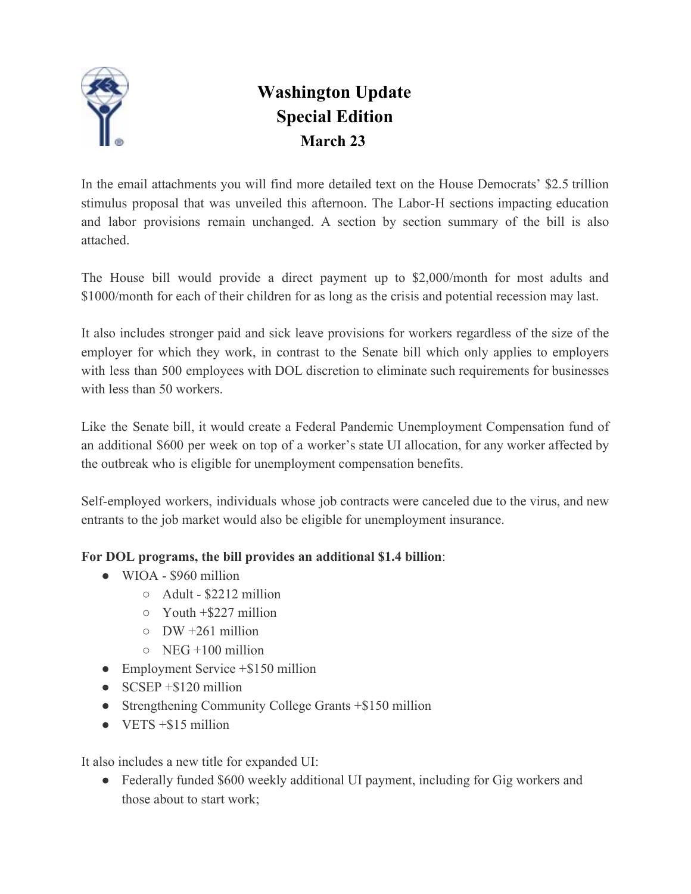# Washington Update
## Special Edition
### March 23

In the email attachments you will find more detailed text on the House Democrats' $2.5 trillion stimulus proposal that was unveiled this afternoon. The Labor-H sections impacting education and labor provisions remain unchanged. A section by section summary of the bill is also attached.

The House bill would provide a direct payment up to $2,000/month for most adults and $1000/month for each of their children for as long as the crisis and potential recession may last.

It also includes stronger paid and sick leave provisions for workers regardless of the size of the employer for which they work, in contrast to the Senate bill which only applies to employers with less than 500 employees with DOL discretion to eliminate such requirements for businesses with less than 50 workers.

Like the Senate bill, it would create a Federal Pandemic Unemployment Compensation fund of an additional $600 per week on top of a worker's state UI allocation, for any worker affected by the outbreak who is eligible for unemployment compensation benefits.

Self-employed workers, individuals whose job contracts were canceled due to the virus, and new entrants to the job market would also be eligible for unemployment insurance.

**For DOL programs, the bill provides an additional $1.4 billion**:

- WIOA - $960 million
  - Adult - $2212 million
  - Youth +$227 million
  - DW +261 million
  - NEG +100 million
- Employment Service +$150 million
- SCSEP +$120 million
- Strengthening Community College Grants +$150 million
- VETS +$15 million

It also includes a new title for expanded UI:

- Federally funded $600 weekly additional UI payment, including for Gig workers and those about to start work;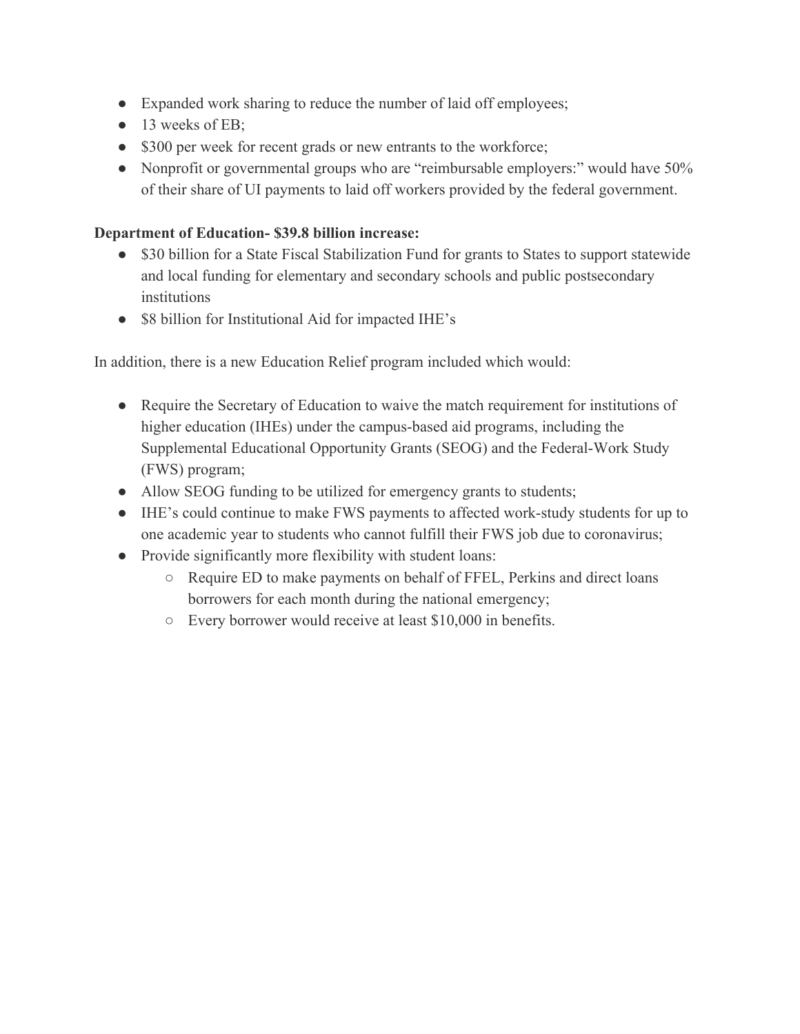- Expanded work sharing to reduce the number of laid off employees;
- 13 weeks of EB;
- $300 per week for recent grads or new entrants to the workforce;
- Nonprofit or governmental groups who are "reimbursable employers:" would have 50% of their share of UI payments to laid off workers provided by the federal government.

**Department of Education- $39.8 billion increase:**

- $30 billion for a State Fiscal Stabilization Fund for grants to States to support statewide and local funding for elementary and secondary schools and public postsecondary institutions
- $8 billion for Institutional Aid for impacted IHE's

In addition, there is a new Education Relief program included which would:

- Require the Secretary of Education to waive the match requirement for institutions of higher education (IHEs) under the campus-based aid programs, including the Supplemental Educational Opportunity Grants (SEOG) and the Federal-Work Study (FWS) program;
- Allow SEOG funding to be utilized for emergency grants to students;
- IHE's could continue to make FWS payments to affected work-study students for up to one academic year to students who cannot fulfill their FWS job due to coronavirus;
- Provide significantly more flexibility with student loans:
  - Require ED to make payments on behalf of FFEL, Perkins and direct loans borrowers for each month during the national emergency;
  - Every borrower would receive at least $10,000 in benefits.